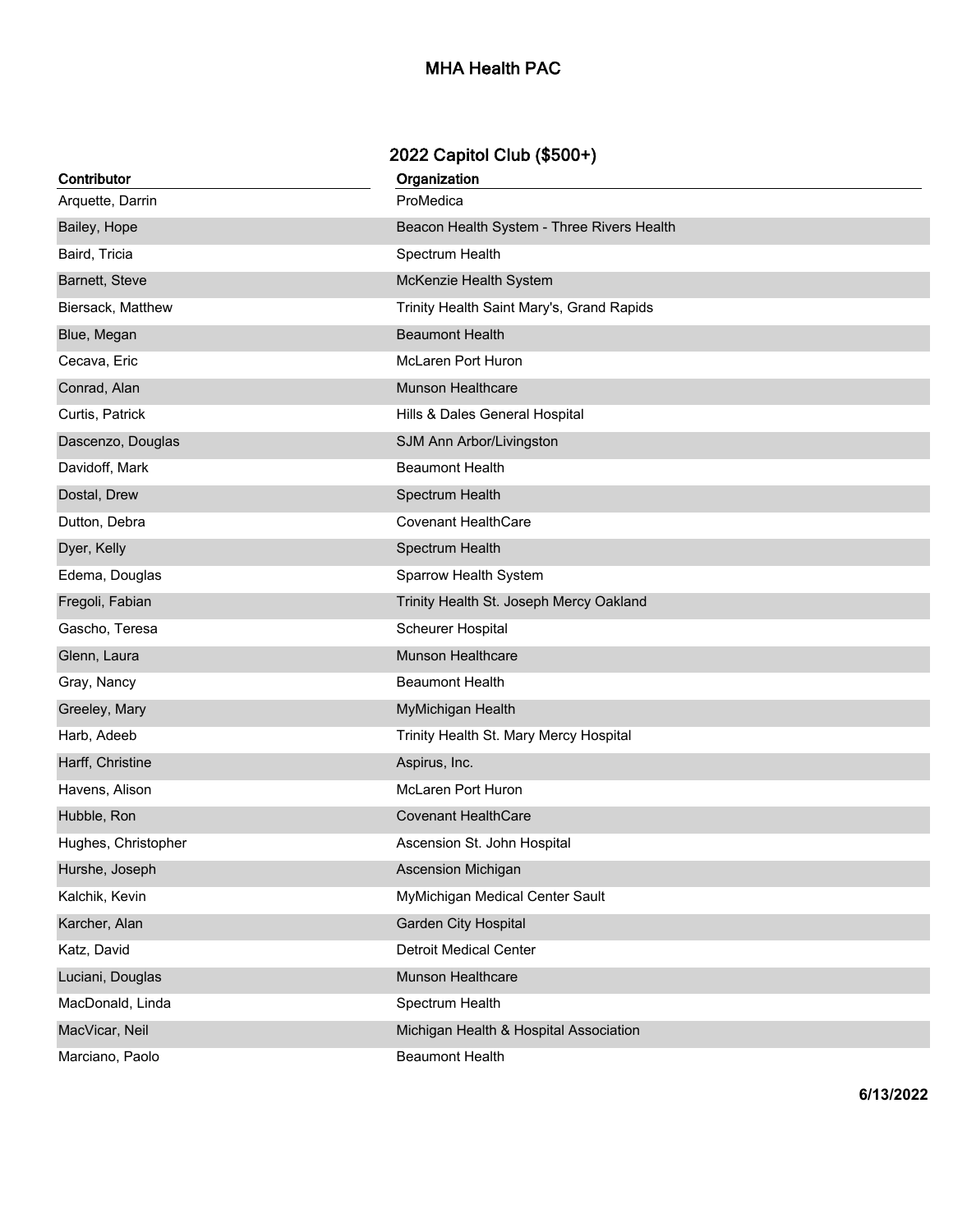# MHA Health PAC

## 2022 Capitol Club ($500+)

| Contributor | Organization |
| --- | --- |
| Arquette, Darrin | ProMedica |
| Bailey, Hope | Beacon Health System - Three Rivers Health |
| Baird, Tricia | Spectrum Health |
| Barnett, Steve | McKenzie Health System |
| Biersack, Matthew | Trinity Health Saint Mary's, Grand Rapids |
| Blue, Megan | Beaumont Health |
| Cecava, Eric | McLaren Port Huron |
| Conrad, Alan | Munson Healthcare |
| Curtis, Patrick | Hills & Dales General Hospital |
| Dascenzo, Douglas | SJM Ann Arbor/Livingston |
| Davidoff, Mark | Beaumont Health |
| Dostal, Drew | Spectrum Health |
| Dutton, Debra | Covenant HealthCare |
| Dyer, Kelly | Spectrum Health |
| Edema, Douglas | Sparrow Health System |
| Fregoli, Fabian | Trinity Health St. Joseph Mercy Oakland |
| Gascho, Teresa | Scheurer Hospital |
| Glenn, Laura | Munson Healthcare |
| Gray, Nancy | Beaumont Health |
| Greeley, Mary | MyMichigan Health |
| Harb, Adeeb | Trinity Health St. Mary Mercy Hospital |
| Harff, Christine | Aspirus, Inc. |
| Havens, Alison | McLaren Port Huron |
| Hubble, Ron | Covenant HealthCare |
| Hughes, Christopher | Ascension St. John Hospital |
| Hurshe, Joseph | Ascension Michigan |
| Kalchik, Kevin | MyMichigan Medical Center Sault |
| Karcher, Alan | Garden City Hospital |
| Katz, David | Detroit Medical Center |
| Luciani, Douglas | Munson Healthcare |
| MacDonald, Linda | Spectrum Health |
| MacVicar, Neil | Michigan Health & Hospital Association |
| Marciano, Paolo | Beaumont Health |

**6/13/2022**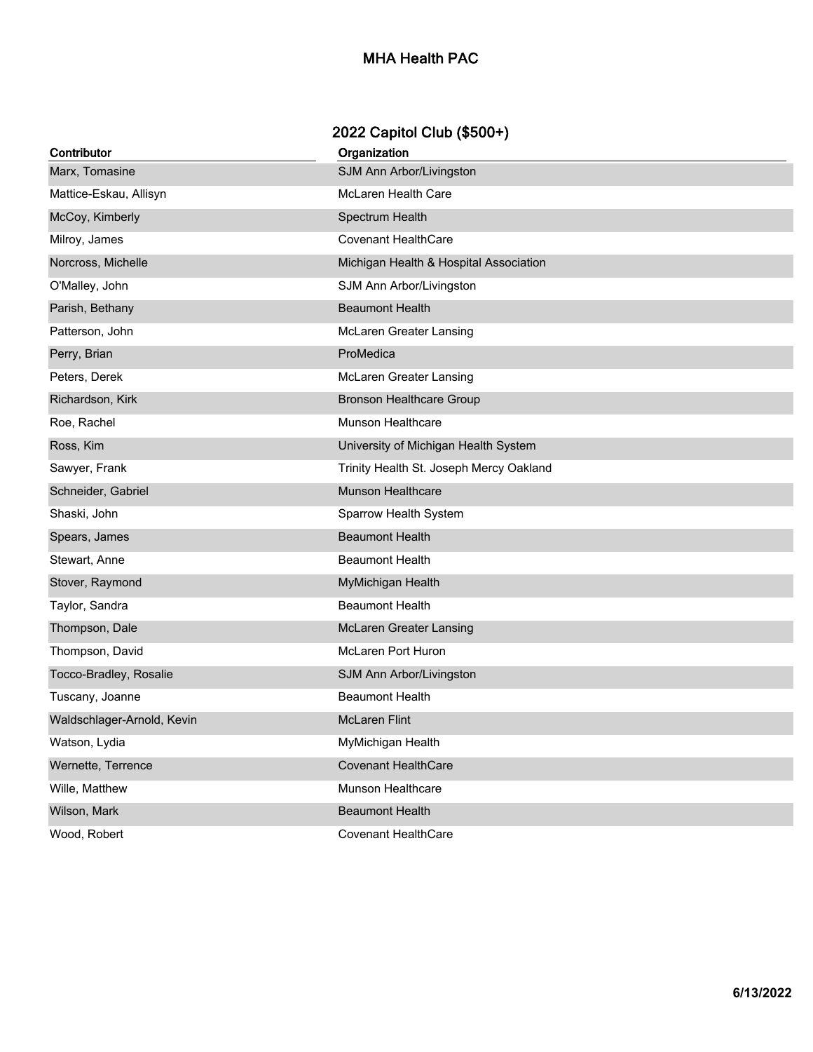# MHA Health PAC

## 2022 Capitol Club ($500+)

| Contributor | Organization |
| --- | --- |
| Marx, Tomasine | SJM Ann Arbor/Livingston |
| Mattice-Eskau, Allisyn | McLaren Health Care |
| McCoy, Kimberly | Spectrum Health |
| Milroy, James | Covenant HealthCare |
| Norcross, Michelle | Michigan Health & Hospital Association |
| O'Malley, John | SJM Ann Arbor/Livingston |
| Parish, Bethany | Beaumont Health |
| Patterson, John | McLaren Greater Lansing |
| Perry, Brian | ProMedica |
| Peters, Derek | McLaren Greater Lansing |
| Richardson, Kirk | Bronson Healthcare Group |
| Roe, Rachel | Munson Healthcare |
| Ross, Kim | University of Michigan Health System |
| Sawyer, Frank | Trinity Health St. Joseph Mercy Oakland |
| Schneider, Gabriel | Munson Healthcare |
| Shaski, John | Sparrow Health System |
| Spears, James | Beaumont Health |
| Stewart, Anne | Beaumont Health |
| Stover, Raymond | MyMichigan Health |
| Taylor, Sandra | Beaumont Health |
| Thompson, Dale | McLaren Greater Lansing |
| Thompson, David | McLaren Port Huron |
| Tocco-Bradley, Rosalie | SJM Ann Arbor/Livingston |
| Tuscany, Joanne | Beaumont Health |
| Waldschlager-Arnold, Kevin | McLaren Flint |
| Watson, Lydia | MyMichigan Health |
| Wernette, Terrence | Covenant HealthCare |
| Wille, Matthew | Munson Healthcare |
| Wilson, Mark | Beaumont Health |
| Wood, Robert | Covenant HealthCare |

6/13/2022